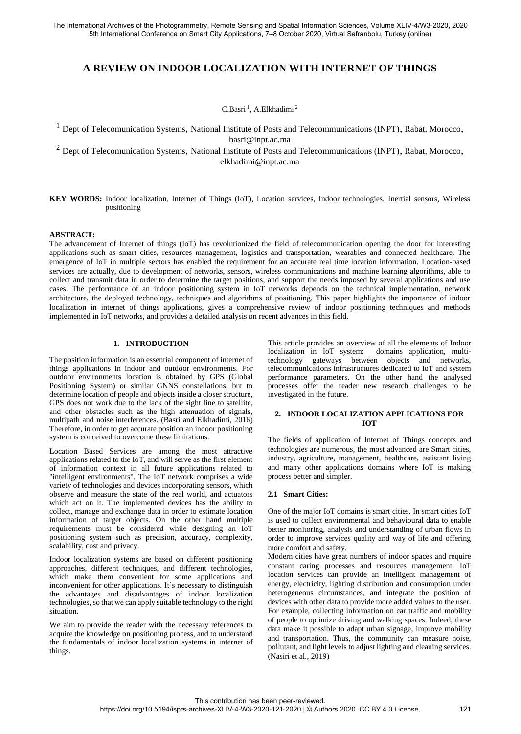# A REVIEW ON INDOOR LOCALIZATION WITH INTERNET OF THINGS

C.Basri [1], A.Elkhadimi [2]

[1] Dept of Telecomunication Systems, National Institute of Posts and Telecommunications (INPT), Rabat, Morocco, basri@inpt.ac.ma

[2] Dept of Telecomunication Systems, National Institute of Posts and Telecommunications (INPT), Rabat, Morocco, elkhadimi@inpt.ac.ma

**KEY WORDS:** Indoor localization, Internet of Things (IoT), Location services, Indoor technologies, Inertial sensors, Wireless positioning

**ABSTRACT:**

The advancement of Internet of things (IoT) has revolutionized the field of telecommunication opening the door for interesting applications such as smart cities, resources management, logistics and transportation, wearables and connected healthcare. The emergence of IoT in multiple sectors has enabled the requirement for an accurate real time location information. Location-based services are actually, due to development of networks, sensors, wireless communications and machine learning algorithms, able to collect and transmit data in order to determine the target positions, and support the needs imposed by several applications and use cases. The performance of an indoor positioning system in IoT networks depends on the technical implementation, network architecture, the deployed technology, techniques and algorithms of positioning. This paper highlights the importance of indoor localization in internet of things applications, gives a comprehensive review of indoor positioning techniques and methods implemented in IoT networks, and provides a detailed analysis on recent advances in this field.

## 1. INTRODUCTION

The position information is an essential component of internet of things applications in indoor and outdoor environments. For outdoor environments location is obtained by GPS (Global Positioning System) or similar GNNS constellations, but to determine location of people and objects inside a closer structure, GPS does not work due to the lack of the sight line to satellite, and other obstacles such as the high attenuation of signals, multipath and noise interferences. (Basri and Elkhadimi, 2016) Therefore, in order to get accurate position an indoor positioning system is conceived to overcome these limitations.

Location Based Services are among the most attractive applications related to the IoT, and will serve as the first element of information context in all future applications related to "intelligent environments". The IoT network comprises a wide variety of technologies and devices incorporating sensors, which observe and measure the state of the real world, and actuators which act on it. The implemented devices has the ability to collect, manage and exchange data in order to estimate location information of target objects. On the other hand multiple requirements must be considered while designing an IoT positioning system such as precision, accuracy, complexity, scalability, cost and privacy.

Indoor localization systems are based on different positioning approaches, different techniques, and different technologies, which make them convenient for some applications and inconvenient for other applications. It's necessary to distinguish the advantages and disadvantages of indoor localization technologies, so that we can apply suitable technology to the right situation.

We aim to provide the reader with the necessary references to acquire the knowledge on positioning process, and to understand the fundamentals of indoor localization systems in internet of things.

This article provides an overview of all the elements of Indoor localization in IoT system: domains application, multi-technology gateways between objects and networks, telecommunications infrastructures dedicated to IoT and system performance parameters. On the other hand the analysed processes offer the reader new research challenges to be investigated in the future.

## 2. INDOOR LOCALIZATION APPLICATIONS FOR IOT

The fields of application of Internet of Things concepts and technologies are numerous, the most advanced are Smart cities, industry, agriculture, management, healthcare, assistant living and many other applications domains where IoT is making process better and simpler.

### 2.1 Smart Cities:

One of the major IoT domains is smart cities. In smart cities IoT is used to collect environmental and behavioural data to enable better monitoring, analysis and understanding of urban flows in order to improve services quality and way of life and offering more comfort and safety.

Modern cities have great numbers of indoor spaces and require constant caring processes and resources management. IoT location services can provide an intelligent management of energy, electricity, lighting distribution and consumption under heterogeneous circumstances, and integrate the position of devices with other data to provide more added values to the user. For example, collecting information on car traffic and mobility of people to optimize driving and walking spaces. Indeed, these data make it possible to adapt urban signage, improve mobility and transportation. Thus, the community can measure noise, pollutant, and light levels to adjust lighting and cleaning services. (Nasiri et al., 2019)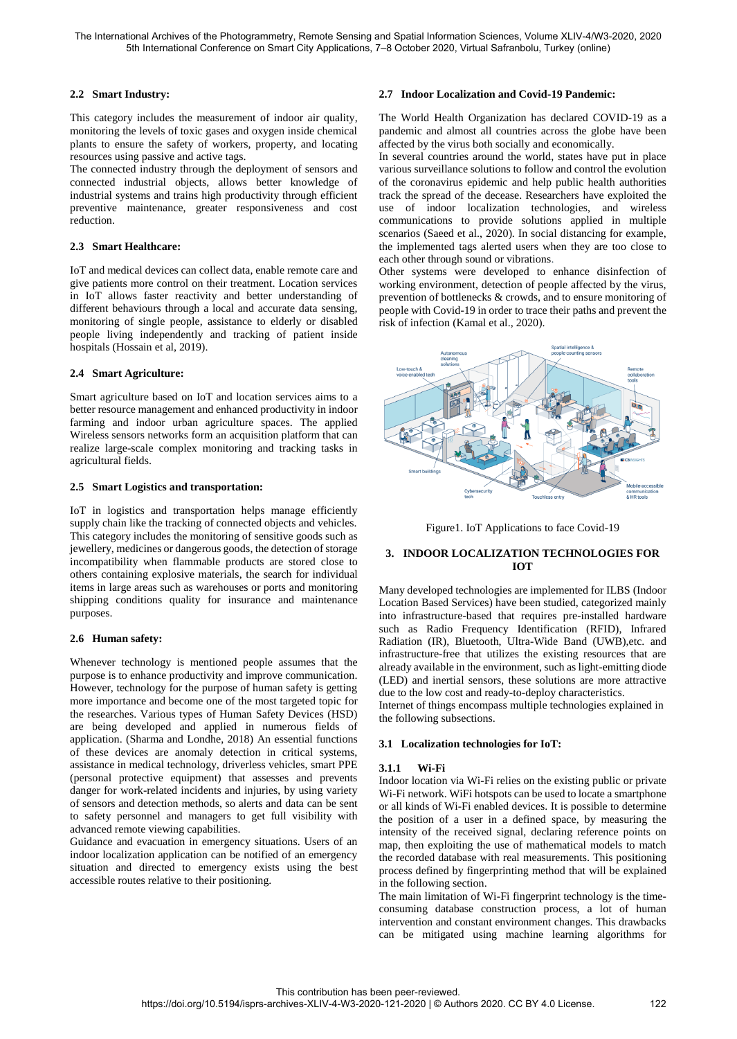### 2.2 Smart Industry:

This category includes the measurement of indoor air quality, monitoring the levels of toxic gases and oxygen inside chemical plants to ensure the safety of workers, property, and locating resources using passive and active tags.

The connected industry through the deployment of sensors and connected industrial objects, allows better knowledge of industrial systems and trains high productivity through efficient preventive maintenance, greater responsiveness and cost reduction.

### 2.3 Smart Healthcare:

IoT and medical devices can collect data, enable remote care and give patients more control on their treatment. Location services in IoT allows faster reactivity and better understanding of different behaviours through a local and accurate data sensing, monitoring of single people, assistance to elderly or disabled people living independently and tracking of patient inside hospitals (Hossain et al, 2019).

### 2.4 Smart Agriculture:

Smart agriculture based on IoT and location services aims to a better resource management and enhanced productivity in indoor farming and indoor urban agriculture spaces. The applied Wireless sensors networks form an acquisition platform that can realize large-scale complex monitoring and tracking tasks in agricultural fields.

### 2.5 Smart Logistics and transportation:

IoT in logistics and transportation helps manage efficiently supply chain like the tracking of connected objects and vehicles. This category includes the monitoring of sensitive goods such as jewellery, medicines or dangerous goods, the detection of storage incompatibility when flammable products are stored close to others containing explosive materials, the search for individual items in large areas such as warehouses or ports and monitoring shipping conditions quality for insurance and maintenance purposes.

### 2.6 Human safety:

Whenever technology is mentioned people assumes that the purpose is to enhance productivity and improve communication. However, technology for the purpose of human safety is getting more importance and become one of the most targeted topic for the researches. Various types of Human Safety Devices (HSD) are being developed and applied in numerous fields of application. (Sharma and Londhe, 2018) An essential functions of these devices are anomaly detection in critical systems, assistance in medical technology, driverless vehicles, smart PPE (personal protective equipment) that assesses and prevents danger for work-related incidents and injuries, by using variety of sensors and detection methods, so alerts and data can be sent to safety personnel and managers to get full visibility with advanced remote viewing capabilities.

Guidance and evacuation in emergency situations. Users of an indoor localization application can be notified of an emergency situation and directed to emergency exists using the best accessible routes relative to their positioning.

### 2.7 Indoor Localization and Covid-19 Pandemic:

The World Health Organization has declared COVID-19 as a pandemic and almost all countries across the globe have been affected by the virus both socially and economically.

In several countries around the world, states have put in place various surveillance solutions to follow and control the evolution of the coronavirus epidemic and help public health authorities track the spread of the decease. Researchers have exploited the use of indoor localization technologies, and wireless communications to provide solutions applied in multiple scenarios (Saeed et al., 2020). In social distancing for example, the implemented tags alerted users when they are too close to each other through sound or vibrations.

Other systems were developed to enhance disinfection of working environment, detection of people affected by the virus, prevention of bottlenecks & crowds, and to ensure monitoring of people with Covid-19 in order to trace their paths and prevent the risk of infection (Kamal et al., 2020).

Figure1. IoT Applications to face Covid-19

## 3. INDOOR LOCALIZATION TECHNOLOGIES FOR IOT

Many developed technologies are implemented for ILBS (Indoor Location Based Services) have been studied, categorized mainly into infrastructure-based that requires pre-installed hardware such as Radio Frequency Identification (RFID), Infrared Radiation (IR), Bluetooth, Ultra-Wide Band (UWB),etc. and infrastructure-free that utilizes the existing resources that are already available in the environment, such as light-emitting diode (LED) and inertial sensors, these solutions are more attractive due to the low cost and ready-to-deploy characteristics.

Internet of things encompass multiple technologies explained in the following subsections.

### 3.1 Localization technologies for IoT:

#### 3.1.1 Wi-Fi

Indoor location via Wi-Fi relies on the existing public or private Wi-Fi network. WiFi hotspots can be used to locate a smartphone or all kinds of Wi-Fi enabled devices. It is possible to determine the position of a user in a defined space, by measuring the intensity of the received signal, declaring reference points on map, then exploiting the use of mathematical models to match the recorded database with real measurements. This positioning process defined by fingerprinting method that will be explained in the following section.

The main limitation of Wi-Fi fingerprint technology is the time-consuming database construction process, a lot of human intervention and constant environment changes. This drawbacks can be mitigated using machine learning algorithms for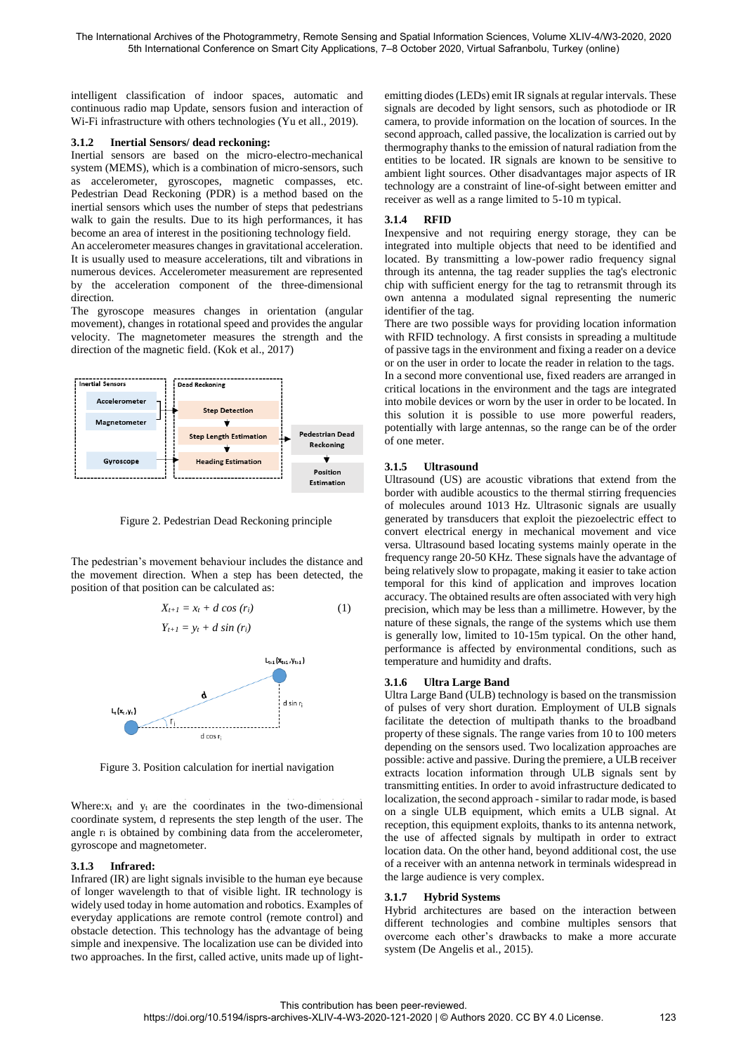intelligent classification of indoor spaces, automatic and continuous radio map Update, sensors fusion and interaction of Wi-Fi infrastructure with others technologies (Yu et all., 2019).

### 3.1.2 Inertial Sensors/ dead reckoning:

Inertial sensors are based on the micro-electro-mechanical system (MEMS), which is a combination of micro-sensors, such as accelerometer, gyroscopes, magnetic compasses, etc. Pedestrian Dead Reckoning (PDR) is a method based on the inertial sensors which uses the number of steps that pedestrians walk to gain the results. Due to its high performances, it has become an area of interest in the positioning technology field.

An accelerometer measures changes in gravitational acceleration. It is usually used to measure accelerations, tilt and vibrations in numerous devices. Accelerometer measurement are represented by the acceleration component of the three-dimensional direction.

The gyroscope measures changes in orientation (angular movement), changes in rotational speed and provides the angular velocity. The magnetometer measures the strength and the direction of the magnetic field. (Kok et al., 2017)

Figure 2. Pedestrian Dead Reckoning principle

The pedestrian's movement behaviour includes the distance and the movement direction. When a step has been detected, the position of that position can be calculated as:

$$X_{t+1} = x_t + d \cos (r_i) \quad (1)$$
$$Y_{t+1} = y_t + d \sin (r_i)$$

Figure 3. Position calculation for inertial navigation

Where: $x_t$ and $y_t$ are the coordinates in the two-dimensional coordinate system, d represents the step length of the user. The angle $r_i$ is obtained by combining data from the accelerometer, gyroscope and magnetometer.

### 3.1.3 Infrared:

Infrared (IR) are light signals invisible to the human eye because of longer wavelength to that of visible light. IR technology is widely used today in home automation and robotics. Examples of everyday applications are remote control (remote control) and obstacle detection. This technology has the advantage of being simple and inexpensive. The localization use can be divided into two approaches. In the first, called active, units made up of light-emitting diodes (LEDs) emit IR signals at regular intervals. These signals are decoded by light sensors, such as photodiode or IR camera, to provide information on the location of sources. In the second approach, called passive, the localization is carried out by thermography thanks to the emission of natural radiation from the entities to be located. IR signals are known to be sensitive to ambient light sources. Other disadvantages major aspects of IR technology are a constraint of line-of-sight between emitter and receiver as well as a range limited to 5-10 m typical.

### 3.1.4 RFID

Inexpensive and not requiring energy storage, they can be integrated into multiple objects that need to be identified and located. By transmitting a low-power radio frequency signal through its antenna, the tag reader supplies the tag's electronic chip with sufficient energy for the tag to retransmit through its own antenna a modulated signal representing the numeric identifier of the tag.

There are two possible ways for providing location information with RFID technology. A first consists in spreading a multitude of passive tags in the environment and fixing a reader on a device or on the user in order to locate the reader in relation to the tags. In a second more conventional use, fixed readers are arranged in critical locations in the environment and the tags are integrated into mobile devices or worn by the user in order to be located. In this solution it is possible to use more powerful readers, potentially with large antennas, so the range can be of the order of one meter.

### 3.1.5 Ultrasound

Ultrasound (US) are acoustic vibrations that extend from the border with audible acoustics to the thermal stirring frequencies of molecules around 1013 Hz. Ultrasonic signals are usually generated by transducers that exploit the piezoelectric effect to convert electrical energy in mechanical movement and vice versa. Ultrasound based locating systems mainly operate in the frequency range 20-50 KHz. These signals have the advantage of being relatively slow to propagate, making it easier to take action temporal for this kind of application and improves location accuracy. The obtained results are often associated with very high precision, which may be less than a millimetre. However, by the nature of these signals, the range of the systems which use them is generally low, limited to 10-15m typical. On the other hand, performance is affected by environmental conditions, such as temperature and humidity and drafts.

### 3.1.6 Ultra Large Band

Ultra Large Band (ULB) technology is based on the transmission of pulses of very short duration. Employment of ULB signals facilitate the detection of multipath thanks to the broadband property of these signals. The range varies from 10 to 100 meters depending on the sensors used. Two localization approaches are possible: active and passive. During the premiere, a ULB receiver extracts location information through ULB signals sent by transmitting entities. In order to avoid infrastructure dedicated to localization, the second approach - similar to radar mode, is based on a single ULB equipment, which emits a ULB signal. At reception, this equipment exploits, thanks to its antenna network, the use of affected signals by multipath in order to extract location data. On the other hand, beyond additional cost, the use of a receiver with an antenna network in terminals widespread in the large audience is very complex.

### 3.1.7 Hybrid Systems

Hybrid architectures are based on the interaction between different technologies and combine multiples sensors that overcome each other's drawbacks to make a more accurate system (De Angelis et al., 2015).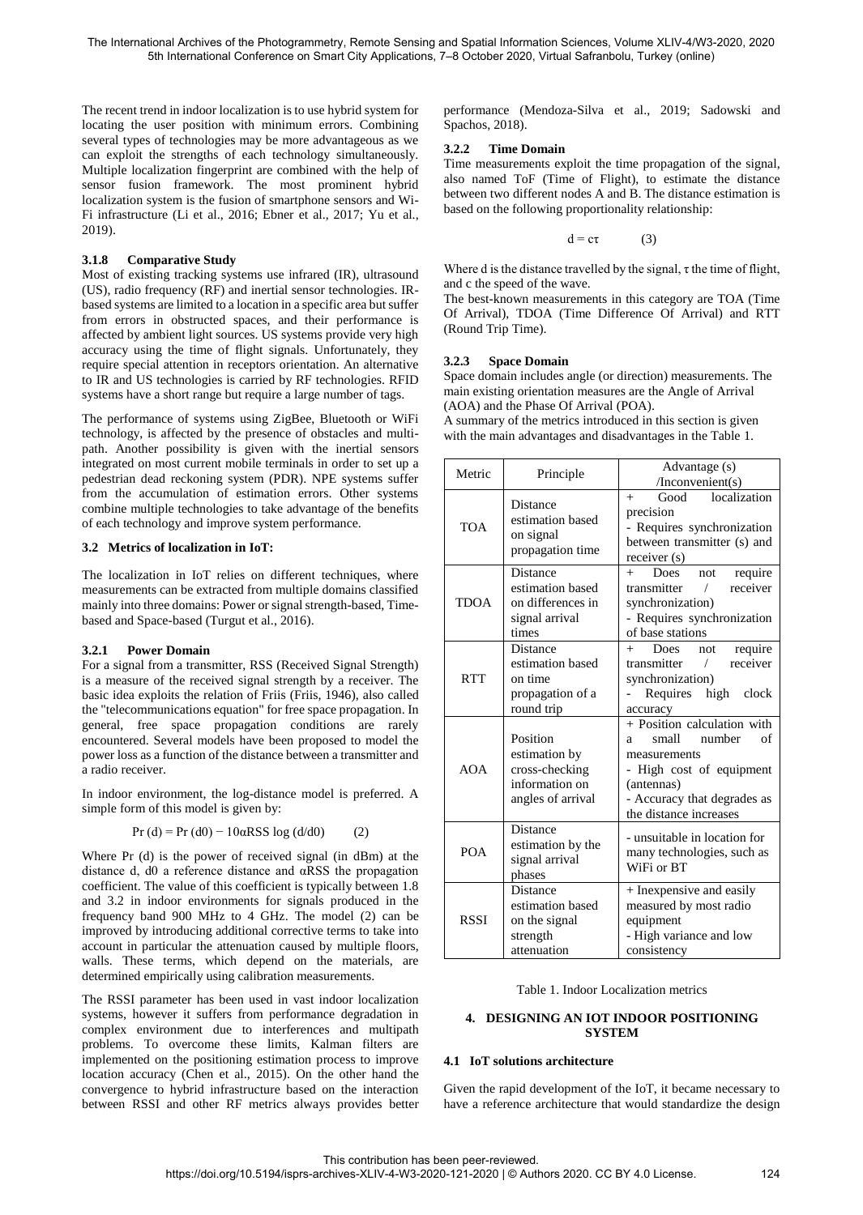The recent trend in indoor localization is to use hybrid system for locating the user position with minimum errors. Combining several types of technologies may be more advantageous as we can exploit the strengths of each technology simultaneously. Multiple localization fingerprint are combined with the help of sensor fusion framework. The most prominent hybrid localization system is the fusion of smartphone sensors and Wi-Fi infrastructure (Li et al., 2016; Ebner et al., 2017; Yu et al., 2019).

#### 3.1.8 Comparative Study

Most of existing tracking systems use infrared (IR), ultrasound (US), radio frequency (RF) and inertial sensor technologies. IR-based systems are limited to a location in a specific area but suffer from errors in obstructed spaces, and their performance is affected by ambient light sources. US systems provide very high accuracy using the time of flight signals. Unfortunately, they require special attention in receptors orientation. An alternative to IR and US technologies is carried by RF technologies. RFID systems have a short range but require a large number of tags.

The performance of systems using ZigBee, Bluetooth or WiFi technology, is affected by the presence of obstacles and multi-path. Another possibility is given with the inertial sensors integrated on most current mobile terminals in order to set up a pedestrian dead reckoning system (PDR). NPE systems suffer from the accumulation of estimation errors. Other systems combine multiple technologies to take advantage of the benefits of each technology and improve system performance.

### 3.2 Metrics of localization in IoT:

The localization in IoT relies on different techniques, where measurements can be extracted from multiple domains classified mainly into three domains: Power or signal strength-based, Time-based and Space-based (Turgut et al., 2016).

#### 3.2.1 Power Domain

For a signal from a transmitter, RSS (Received Signal Strength) is a measure of the received signal strength by a receiver. The basic idea exploits the relation of Friis (Friis, 1946), also called the "telecommunications equation" for free space propagation. In general, free space propagation conditions are rarely encountered. Several models have been proposed to model the power loss as a function of the distance between a transmitter and a radio receiver.

In indoor environment, the log-distance model is preferred. A simple form of this model is given by:

$$\Pr(d) = \Pr(d0) - 10\alpha RSS \log(d/d0) \qquad (2)$$

Where Pr (d) is the power of received signal (in dBm) at the distance d, d0 a reference distance and αRSS the propagation coefficient. The value of this coefficient is typically between 1.8 and 3.2 in indoor environments for signals produced in the frequency band 900 MHz to 4 GHz. The model (2) can be improved by introducing additional corrective terms to take into account in particular the attenuation caused by multiple floors, walls. These terms, which depend on the materials, are determined empirically using calibration measurements.

The RSSI parameter has been used in vast indoor localization systems, however it suffers from performance degradation in complex environment due to interferences and multipath problems. To overcome these limits, Kalman filters are implemented on the positioning estimation process to improve location accuracy (Chen et al., 2015). On the other hand the convergence to hybrid infrastructure based on the interaction between RSSI and other RF metrics always provides better performance (Mendoza-Silva et al., 2019; Sadowski and Spachos, 2018).

#### 3.2.2 Time Domain

Time measurements exploit the time propagation of the signal, also named ToF (Time of Flight), to estimate the distance between two different nodes A and B. The distance estimation is based on the following proportionality relationship:

$$d = c\tau \qquad (3)$$

Where d is the distance travelled by the signal, τ the time of flight, and c the speed of the wave.

The best-known measurements in this category are TOA (Time Of Arrival), TDOA (Time Difference Of Arrival) and RTT (Round Trip Time).

#### 3.2.3 Space Domain

Space domain includes angle (or direction) measurements. The main existing orientation measures are the Angle of Arrival (AOA) and the Phase Of Arrival (POA).

A summary of the metrics introduced in this section is given with the main advantages and disadvantages in the Table 1.

| Metric | Principle | Advantage (s) /Inconvenient(s) |
|---|---|---|
| TOA | Distance estimation based on signal propagation time | + Good localization precision<br>- Requires synchronization between transmitter (s) and receiver (s) |
| TDOA | Distance estimation based on differences in signal arrival times | + Does not require transmitter / receiver synchronization)<br>- Requires synchronization of base stations |
| RTT | Distance estimation based on time propagation of a round trip | + Does not require transmitter / receiver synchronization)<br>- Requires high clock accuracy |
| AOA | Position estimation by cross-checking information on angles of arrival | + Position calculation with a small number of measurements<br>- High cost of equipment (antennas)<br>- Accuracy that degrades as the distance increases |
| POA | Distance estimation by the signal arrival phases | - unsuitable in location for many technologies, such as WiFi or BT |
| RSSI | Distance estimation based on the signal strength attenuation | + Inexpensive and easily measured by most radio equipment<br>- High variance and low consistency |

Table 1. Indoor Localization metrics

## 4. DESIGNING AN IOT INDOOR POSITIONING SYSTEM

### 4.1 IoT solutions architecture

Given the rapid development of the IoT, it became necessary to have a reference architecture that would standardize the design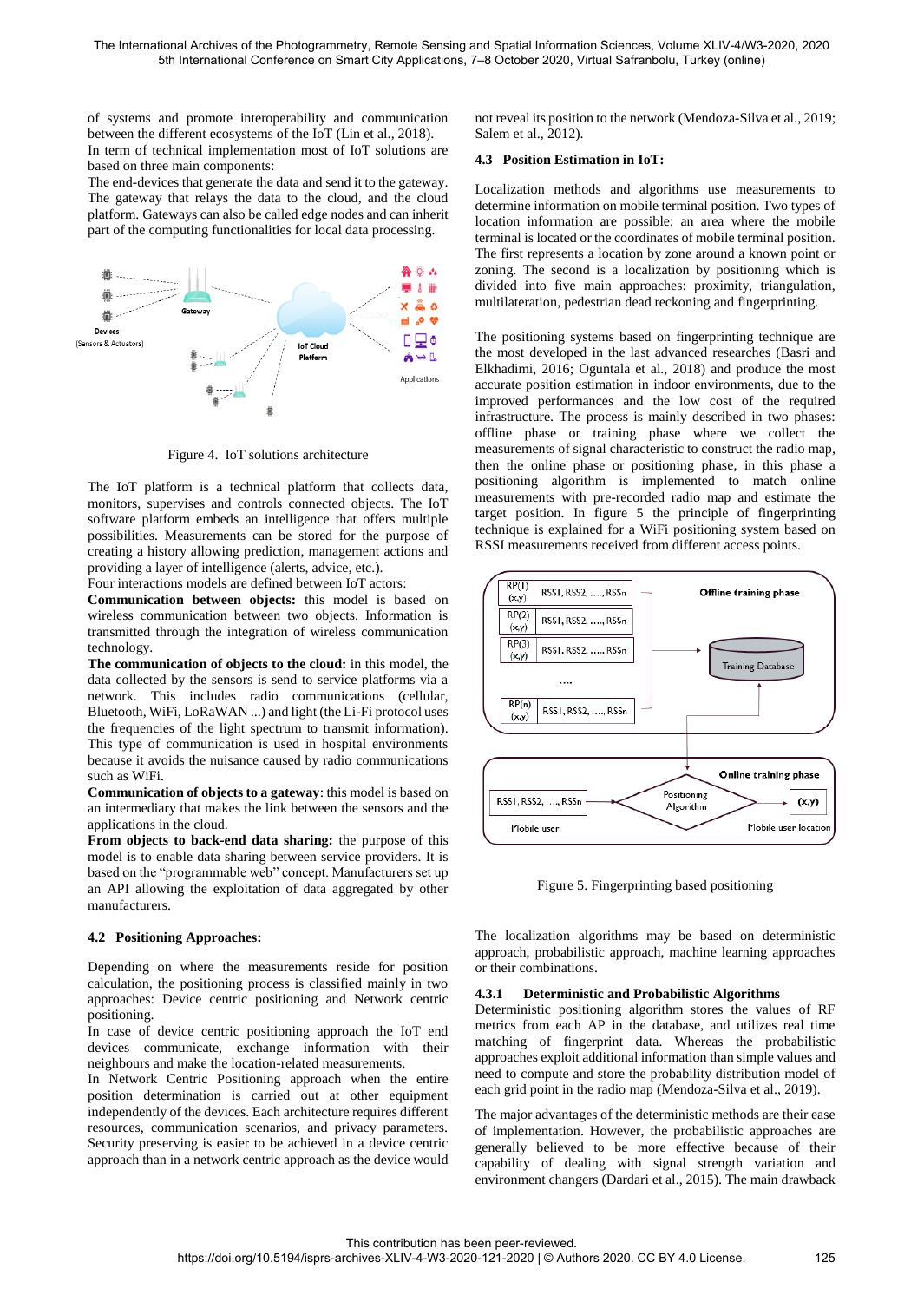of systems and promote interoperability and communication between the different ecosystems of the IoT (Lin et al., 2018).

In term of technical implementation most of IoT solutions are based on three main components:

The end-devices that generate the data and send it to the gateway. The gateway that relays the data to the cloud, and the cloud platform. Gateways can also be called edge nodes and can inherit part of the computing functionalities for local data processing.

Figure 4. IoT solutions architecture

The IoT platform is a technical platform that collects data, monitors, supervises and controls connected objects. The IoT software platform embeds an intelligence that offers multiple possibilities. Measurements can be stored for the purpose of creating a history allowing prediction, management actions and providing a layer of intelligence (alerts, advice, etc.).

Four interactions models are defined between IoT actors:

**Communication between objects:** this model is based on wireless communication between two objects. Information is transmitted through the integration of wireless communication technology.

**The communication of objects to the cloud:** in this model, the data collected by the sensors is send to service platforms via a network. This includes radio communications (cellular, Bluetooth, WiFi, LoRaWAN ...) and light (the Li-Fi protocol uses the frequencies of the light spectrum to transmit information). This type of communication is used in hospital environments because it avoids the nuisance caused by radio communications such as WiFi.

**Communication of objects to a gateway**: this model is based on an intermediary that makes the link between the sensors and the applications in the cloud.

**From objects to back-end data sharing:** the purpose of this model is to enable data sharing between service providers. It is based on the "programmable web" concept. Manufacturers set up an API allowing the exploitation of data aggregated by other manufacturers.

## 4.2 Positioning Approaches:

Depending on where the measurements reside for position calculation, the positioning process is classified mainly in two approaches: Device centric positioning and Network centric positioning.

In case of device centric positioning approach the IoT end devices communicate, exchange information with their neighbours and make the location-related measurements.

In Network Centric Positioning approach when the entire position determination is carried out at other equipment independently of the devices. Each architecture requires different resources, communication scenarios, and privacy parameters. Security preserving is easier to be achieved in a device centric approach than in a network centric approach as the device would not reveal its position to the network (Mendoza-Silva et al., 2019; Salem et al., 2012).

## 4.3 Position Estimation in IoT:

Localization methods and algorithms use measurements to determine information on mobile terminal position. Two types of location information are possible: an area where the mobile terminal is located or the coordinates of mobile terminal position. The first represents a location by zone around a known point or zoning. The second is a localization by positioning which is divided into five main approaches: proximity, triangulation, multilateration, pedestrian dead reckoning and fingerprinting.

The positioning systems based on fingerprinting technique are the most developed in the last advanced researches (Basri and Elkhadimi, 2016; Oguntala et al., 2018) and produce the most accurate position estimation in indoor environments, due to the improved performances and the low cost of the required infrastructure. The process is mainly described in two phases: offline phase or training phase where we collect the measurements of signal characteristic to construct the radio map, then the online phase or positioning phase, in this phase a positioning algorithm is implemented to match online measurements with pre-recorded radio map and estimate the target position. In figure 5 the principle of fingerprinting technique is explained for a WiFi positioning system based on RSSI measurements received from different access points.

Figure 5. Fingerprinting based positioning

The localization algorithms may be based on deterministic approach, probabilistic approach, machine learning approaches or their combinations.

### 4.3.1 Deterministic and Probabilistic Algorithms

Deterministic positioning algorithm stores the values of RF metrics from each AP in the database, and utilizes real time matching of fingerprint data. Whereas the probabilistic approaches exploit additional information than simple values and need to compute and store the probability distribution model of each grid point in the radio map (Mendoza-Silva et al., 2019).

The major advantages of the deterministic methods are their ease of implementation. However, the probabilistic approaches are generally believed to be more effective because of their capability of dealing with signal strength variation and environment changers (Dardari et al., 2015). The main drawback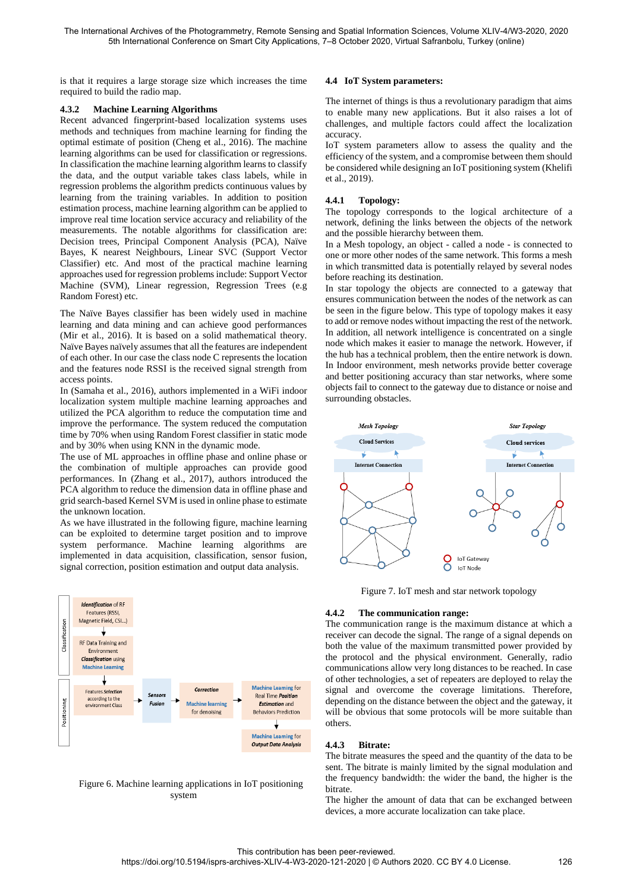is that it requires a large storage size which increases the time required to build the radio map.

#### 4.3.2 Machine Learning Algorithms

Recent advanced fingerprint-based localization systems uses methods and techniques from machine learning for finding the optimal estimate of position (Cheng et al., 2016). The machine learning algorithms can be used for classification or regressions. In classification the machine learning algorithm learns to classify the data, and the output variable takes class labels, while in regression problems the algorithm predicts continuous values by learning from the training variables. In addition to position estimation process, machine learning algorithm can be applied to improve real time location service accuracy and reliability of the measurements. The notable algorithms for classification are: Decision trees, Principal Component Analysis (PCA), Naïve Bayes, K nearest Neighbours, Linear SVC (Support Vector Classifier) etc. And most of the practical machine learning approaches used for regression problems include: Support Vector Machine (SVM), Linear regression, Regression Trees (e.g Random Forest) etc.

The Naïve Bayes classifier has been widely used in machine learning and data mining and can achieve good performances (Mir et al., 2016). It is based on a solid mathematical theory. Naïve Bayes naïvely assumes that all the features are independent of each other. In our case the class node C represents the location and the features node RSSI is the received signal strength from access points.

In (Samaha et al., 2016), authors implemented in a WiFi indoor localization system multiple machine learning approaches and utilized the PCA algorithm to reduce the computation time and improve the performance. The system reduced the computation time by 70% when using Random Forest classifier in static mode and by 30% when using KNN in the dynamic mode.

The use of ML approaches in offline phase and online phase or the combination of multiple approaches can provide good performances. In (Zhang et al., 2017), authors introduced the PCA algorithm to reduce the dimension data in offline phase and grid search-based Kernel SVM is used in online phase to estimate the unknown location.

As we have illustrated in the following figure, machine learning can be exploited to determine target position and to improve system performance. Machine learning algorithms are implemented in data acquisition, classification, sensor fusion, signal correction, position estimation and output data analysis.

Figure 6. Machine learning applications in IoT positioning system

### 4.4 IoT System parameters:

The internet of things is thus a revolutionary paradigm that aims to enable many new applications. But it also raises a lot of challenges, and multiple factors could affect the localization accuracy.

IoT system parameters allow to assess the quality and the efficiency of the system, and a compromise between them should be considered while designing an IoT positioning system (Khelifi et al., 2019).

#### 4.4.1 Topology:

The topology corresponds to the logical architecture of a network, defining the links between the objects of the network and the possible hierarchy between them.

In a Mesh topology, an object - called a node - is connected to one or more other nodes of the same network. This forms a mesh in which transmitted data is potentially relayed by several nodes before reaching its destination.

In star topology the objects are connected to a gateway that ensures communication between the nodes of the network as can be seen in the figure below. This type of topology makes it easy to add or remove nodes without impacting the rest of the network. In addition, all network intelligence is concentrated on a single node which makes it easier to manage the network. However, if the hub has a technical problem, then the entire network is down. In Indoor environment, mesh networks provide better coverage and better positioning accuracy than star networks, where some objects fail to connect to the gateway due to distance or noise and surrounding obstacles.

Figure 7. IoT mesh and star network topology

#### 4.4.2 The communication range:

The communication range is the maximum distance at which a receiver can decode the signal. The range of a signal depends on both the value of the maximum transmitted power provided by the protocol and the physical environment. Generally, radio communications allow very long distances to be reached. In case of other technologies, a set of repeaters are deployed to relay the signal and overcome the coverage limitations. Therefore, depending on the distance between the object and the gateway, it will be obvious that some protocols will be more suitable than others.

#### 4.4.3 Bitrate:

The bitrate measures the speed and the quantity of the data to be sent. The bitrate is mainly limited by the signal modulation and the frequency bandwidth: the wider the band, the higher is the bitrate.

The higher the amount of data that can be exchanged between devices, a more accurate localization can take place.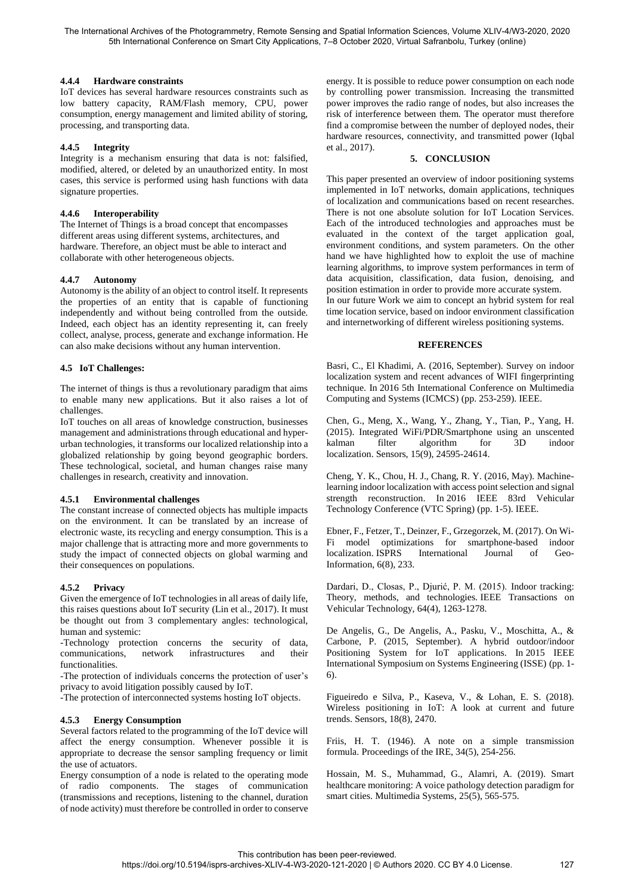#### 4.4.4 Hardware constraints

IoT devices has several hardware resources constraints such as low battery capacity, RAM/Flash memory, CPU, power consumption, energy management and limited ability of storing, processing, and transporting data.

#### 4.4.5 Integrity

Integrity is a mechanism ensuring that data is not: falsified, modified, altered, or deleted by an unauthorized entity. In most cases, this service is performed using hash functions with data signature properties.

#### 4.4.6 Interoperability

The Internet of Things is a broad concept that encompasses different areas using different systems, architectures, and hardware. Therefore, an object must be able to interact and collaborate with other heterogeneous objects.

#### 4.4.7 Autonomy

Autonomy is the ability of an object to control itself. It represents the properties of an entity that is capable of functioning independently and without being controlled from the outside. Indeed, each object has an identity representing it, can freely collect, analyse, process, generate and exchange information. He can also make decisions without any human intervention.

### 4.5 IoT Challenges:

The internet of things is thus a revolutionary paradigm that aims to enable many new applications. But it also raises a lot of challenges.

IoT touches on all areas of knowledge construction, businesses management and administrations through educational and hyper-urban technologies, it transforms our localized relationship into a globalized relationship by going beyond geographic borders. These technological, societal, and human changes raise many challenges in research, creativity and innovation.

#### 4.5.1 Environmental challenges

The constant increase of connected objects has multiple impacts on the environment. It can be translated by an increase of electronic waste, its recycling and energy consumption. This is a major challenge that is attracting more and more governments to study the impact of connected objects on global warming and their consequences on populations.

#### 4.5.2 Privacy

Given the emergence of IoT technologies in all areas of daily life, this raises questions about IoT security (Lin et al., 2017). It must be thought out from 3 complementary angles: technological, human and systemic:

-Technology protection concerns the security of data, communications, network infrastructures and their functionalities.

-The protection of individuals concerns the protection of user's privacy to avoid litigation possibly caused by IoT.

-The protection of interconnected systems hosting IoT objects.

#### 4.5.3 Energy Consumption

Several factors related to the programming of the IoT device will affect the energy consumption. Whenever possible it is appropriate to decrease the sensor sampling frequency or limit the use of actuators.

Energy consumption of a node is related to the operating mode of radio components. The stages of communication (transmissions and receptions, listening to the channel, duration of node activity) must therefore be controlled in order to conserve energy. It is possible to reduce power consumption on each node by controlling power transmission. Increasing the transmitted power improves the radio range of nodes, but also increases the risk of interference between them. The operator must therefore find a compromise between the number of deployed nodes, their hardware resources, connectivity, and transmitted power (Iqbal et al., 2017).

## 5. CONCLUSION

This paper presented an overview of indoor positioning systems implemented in IoT networks, domain applications, techniques of localization and communications based on recent researches. There is not one absolute solution for IoT Location Services. Each of the introduced technologies and approaches must be evaluated in the context of the target application goal, environment conditions, and system parameters. On the other hand we have highlighted how to exploit the use of machine learning algorithms, to improve system performances in term of data acquisition, classification, data fusion, denoising, and position estimation in order to provide more accurate system.
In our future Work we aim to concept an hybrid system for real time location service, based on indoor environment classification and internetworking of different wireless positioning systems.

## REFERENCES

Basri, C., El Khadimi, A. (2016, September). Survey on indoor localization system and recent advances of WIFI fingerprinting technique. In 2016 5th International Conference on Multimedia Computing and Systems (ICMCS) (pp. 253-259). IEEE.

Chen, G., Meng, X., Wang, Y., Zhang, Y., Tian, P., Yang, H. (2015). Integrated WiFi/PDR/Smartphone using an unscented kalman filter algorithm for 3D indoor localization. Sensors, 15(9), 24595-24614.

Cheng, Y. K., Chou, H. J., Chang, R. Y. (2016, May). Machine-learning indoor localization with access point selection and signal strength reconstruction. In 2016 IEEE 83rd Vehicular Technology Conference (VTC Spring) (pp. 1-5). IEEE.

Ebner, F., Fetzer, T., Deinzer, F., Grzegorzek, M. (2017). On Wi-Fi model optimizations for smartphone-based indoor localization. ISPRS International Journal of Geo-Information, 6(8), 233.

Dardari, D., Closas, P., Djurić, P. M. (2015). Indoor tracking: Theory, methods, and technologies. IEEE Transactions on Vehicular Technology, 64(4), 1263-1278.

De Angelis, G., De Angelis, A., Pasku, V., Moschitta, A., & Carbone, P. (2015, September). A hybrid outdoor/indoor Positioning System for IoT applications. In 2015 IEEE International Symposium on Systems Engineering (ISSE) (pp. 1-6).

Figueiredo e Silva, P., Kaseva, V., & Lohan, E. S. (2018). Wireless positioning in IoT: A look at current and future trends. Sensors, 18(8), 2470.

Friis, H. T. (1946). A note on a simple transmission formula. Proceedings of the IRE, 34(5), 254-256.

Hossain, M. S., Muhammad, G., Alamri, A. (2019). Smart healthcare monitoring: A voice pathology detection paradigm for smart cities. Multimedia Systems, 25(5), 565-575.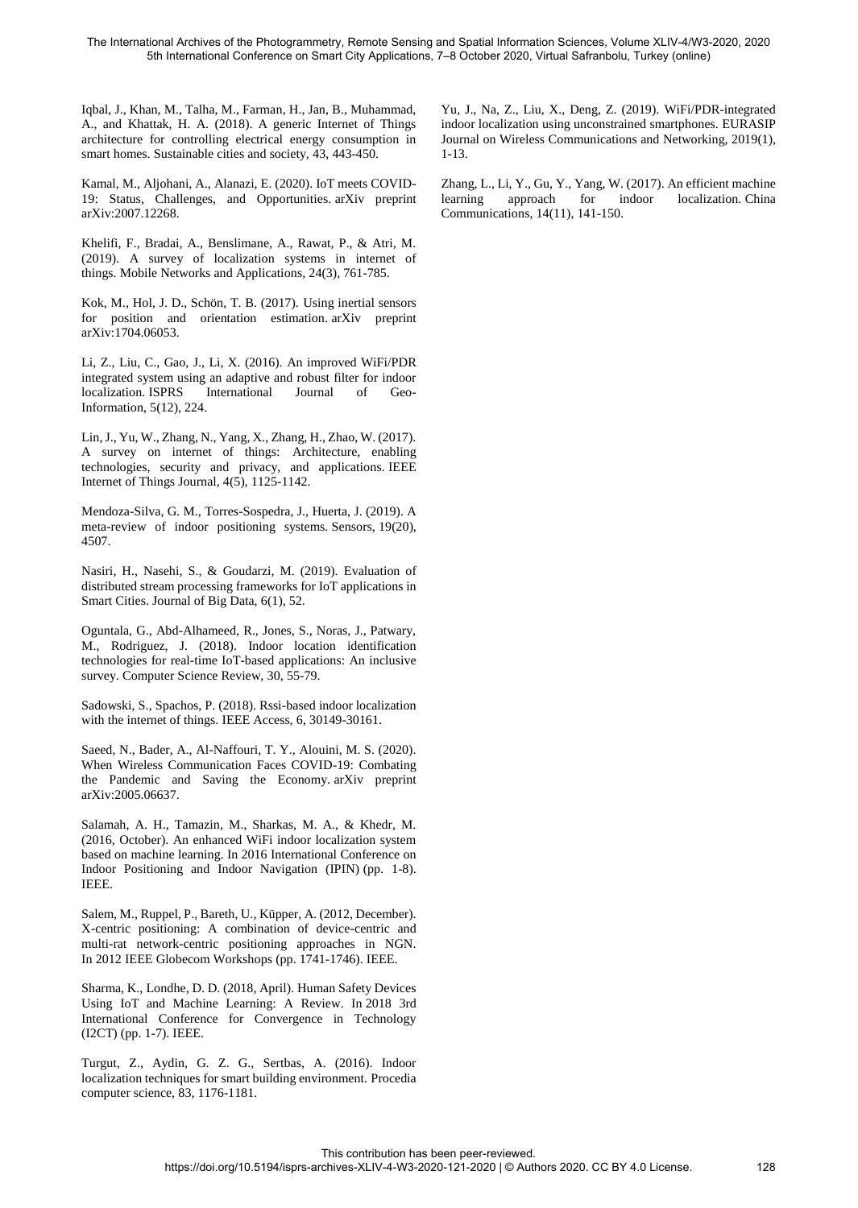Iqbal, J., Khan, M., Talha, M., Farman, H., Jan, B., Muhammad, A., and Khattak, H. A. (2018). A generic Internet of Things architecture for controlling electrical energy consumption in smart homes. Sustainable cities and society, 43, 443-450.

Kamal, M., Aljohani, A., Alanazi, E. (2020). IoT meets COVID-19: Status, Challenges, and Opportunities. arXiv preprint arXiv:2007.12268.

Khelifi, F., Bradai, A., Benslimane, A., Rawat, P., & Atri, M. (2019). A survey of localization systems in internet of things. Mobile Networks and Applications, 24(3), 761-785.

Kok, M., Hol, J. D., Schön, T. B. (2017). Using inertial sensors for position and orientation estimation. arXiv preprint arXiv:1704.06053.

Li, Z., Liu, C., Gao, J., Li, X. (2016). An improved WiFi/PDR integrated system using an adaptive and robust filter for indoor localization. ISPRS International Journal of Geo-Information, 5(12), 224.

Lin, J., Yu, W., Zhang, N., Yang, X., Zhang, H., Zhao, W. (2017). A survey on internet of things: Architecture, enabling technologies, security and privacy, and applications. IEEE Internet of Things Journal, 4(5), 1125-1142.

Mendoza-Silva, G. M., Torres-Sospedra, J., Huerta, J. (2019). A meta-review of indoor positioning systems. Sensors, 19(20), 4507.

Nasiri, H., Nasehi, S., & Goudarzi, M. (2019). Evaluation of distributed stream processing frameworks for IoT applications in Smart Cities. Journal of Big Data, 6(1), 52.

Oguntala, G., Abd-Alhameed, R., Jones, S., Noras, J., Patwary, M., Rodriguez, J. (2018). Indoor location identification technologies for real-time IoT-based applications: An inclusive survey. Computer Science Review, 30, 55-79.

Sadowski, S., Spachos, P. (2018). Rssi-based indoor localization with the internet of things. IEEE Access, 6, 30149-30161.

Saeed, N., Bader, A., Al-Naffouri, T. Y., Alouini, M. S. (2020). When Wireless Communication Faces COVID-19: Combating the Pandemic and Saving the Economy. arXiv preprint arXiv:2005.06637.

Salamah, A. H., Tamazin, M., Sharkas, M. A., & Khedr, M. (2016, October). An enhanced WiFi indoor localization system based on machine learning. In 2016 International Conference on Indoor Positioning and Indoor Navigation (IPIN) (pp. 1-8). IEEE.

Salem, M., Ruppel, P., Bareth, U., Küpper, A. (2012, December). X-centric positioning: A combination of device-centric and multi-rat network-centric positioning approaches in NGN. In 2012 IEEE Globecom Workshops (pp. 1741-1746). IEEE.

Sharma, K., Londhe, D. D. (2018, April). Human Safety Devices Using IoT and Machine Learning: A Review. In 2018 3rd International Conference for Convergence in Technology (I2CT) (pp. 1-7). IEEE.

Turgut, Z., Aydin, G. Z. G., Sertbas, A. (2016). Indoor localization techniques for smart building environment. Procedia computer science, 83, 1176-1181.

Yu, J., Na, Z., Liu, X., Deng, Z. (2019). WiFi/PDR-integrated indoor localization using unconstrained smartphones. EURASIP Journal on Wireless Communications and Networking, 2019(1), 1-13.

Zhang, L., Li, Y., Gu, Y., Yang, W. (2017). An efficient machine learning approach for indoor localization. China Communications, 14(11), 141-150.